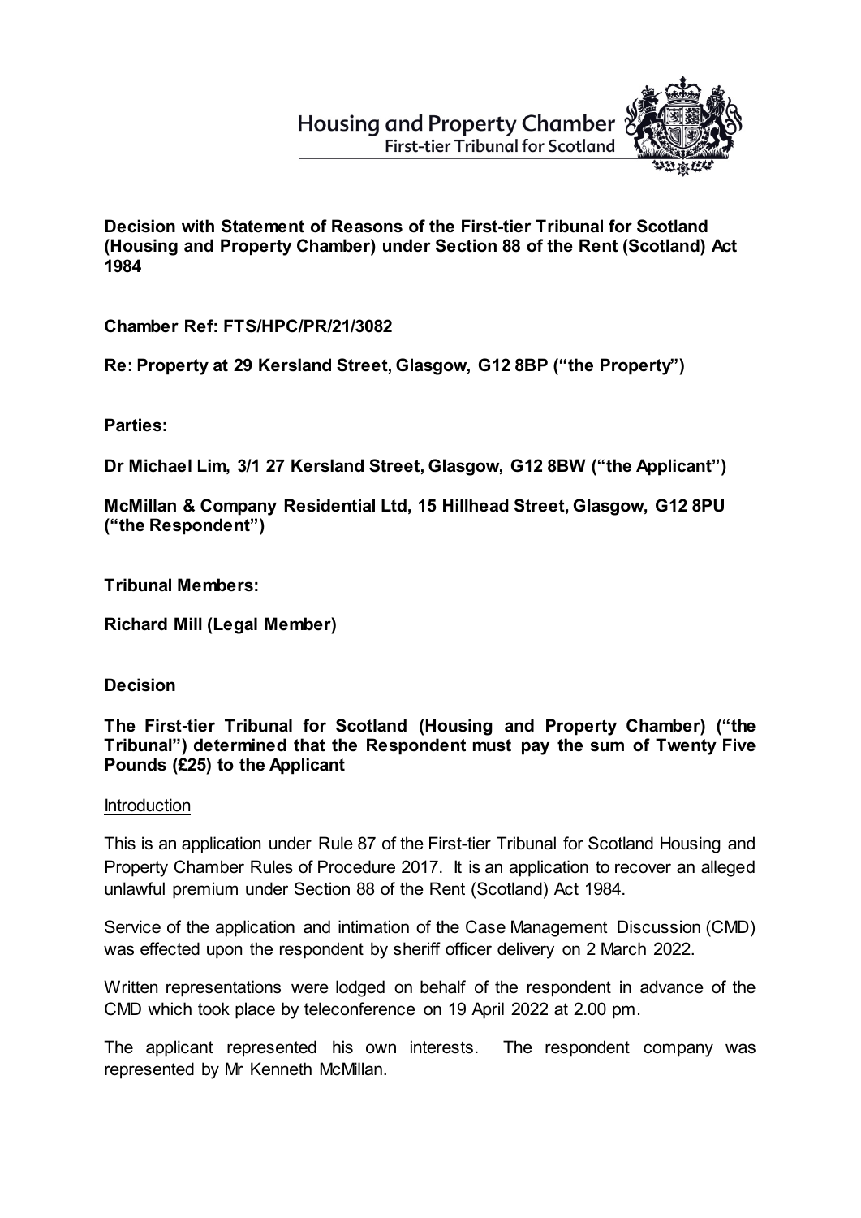Housing and Property Chamber
First-tier Tribunal for Scotland

**Decision with Statement of Reasons of the First-tier Tribunal for Scotland (Housing and Property Chamber) under Section 88 of the Rent (Scotland) Act 1984**

**Chamber Ref: FTS/HPC/PR/21/3082**

**Re: Property at 29 Kersland Street, Glasgow, G12 8BP ("the Property")**

**Parties:**

**Dr Michael Lim, 3/1 27 Kersland Street, Glasgow, G12 8BW ("the Applicant")**

**McMillan & Company Residential Ltd, 15 Hillhead Street, Glasgow, G12 8PU ("the Respondent")**

**Tribunal Members:**

**Richard Mill (Legal Member)**

**Decision**

**The First-tier Tribunal for Scotland (Housing and Property Chamber) ("the Tribunal") determined that the Respondent must pay the sum of Twenty Five Pounds (£25) to the Applicant**

Introduction

This is an application under Rule 87 of the First-tier Tribunal for Scotland Housing and Property Chamber Rules of Procedure 2017. It is an application to recover an alleged unlawful premium under Section 88 of the Rent (Scotland) Act 1984.

Service of the application and intimation of the Case Management Discussion (CMD) was effected upon the respondent by sheriff officer delivery on 2 March 2022.

Written representations were lodged on behalf of the respondent in advance of the CMD which took place by teleconference on 19 April 2022 at 2.00 pm.

The applicant represented his own interests. The respondent company was represented by Mr Kenneth McMillan.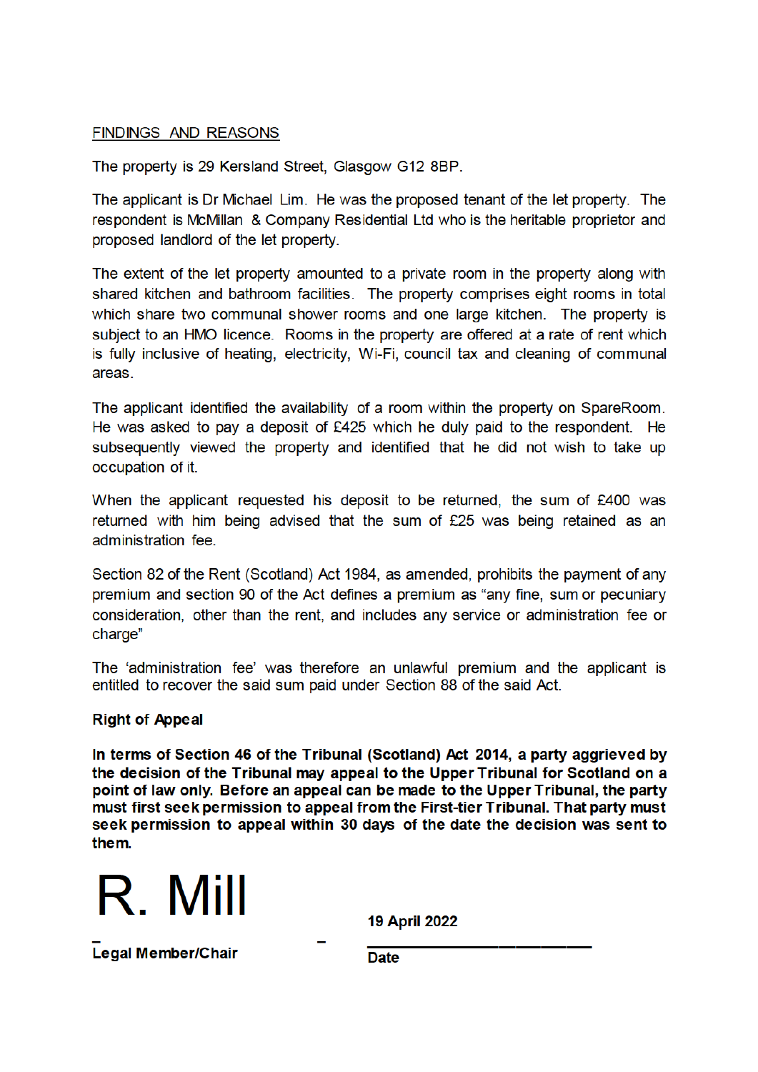## FINDINGS AND REASONS

The property is 29 Kersland Street, Glasgow G12 8BP.

The applicant is Dr Michael Lim. He was the proposed tenant of the let property. The respondent is McMillan & Company Residential Ltd who is the heritable proprietor and proposed landlord of the let property.

The extent of the let property amounted to a private room in the property along with shared kitchen and bathroom facilities. The property comprises eight rooms in total which share two communal shower rooms and one large kitchen. The property is subject to an HMO licence. Rooms in the property are offered at a rate of rent which is fully inclusive of heating, electricity, Wi-Fi, council tax and cleaning of communal areas.

The applicant identified the availability of a room within the property on SpareRoom. He was asked to pay a deposit of £425 which he duly paid to the respondent. He subsequently viewed the property and identified that he did not wish to take up occupation of it.

When the applicant requested his deposit to be returned, the sum of £400 was returned with him being advised that the sum of £25 was being retained as an administration fee.

Section 82 of the Rent (Scotland) Act 1984, as amended, prohibits the payment of any premium and section 90 of the Act defines a premium as "any fine, sum or pecuniary consideration, other than the rent, and includes any service or administration fee or charge"

The 'administration fee' was therefore an unlawful premium and the applicant is entitled to recover the said sum paid under Section 88 of the said Act.

**Right of Appeal**

**In terms of Section 46 of the Tribunal (Scotland) Act 2014, a party aggrieved by the decision of the Tribunal may appeal to the Upper Tribunal for Scotland on a point of law only. Before an appeal can be made to the Upper Tribunal, the party must first seek permission to appeal from the First-tier Tribunal. That party must seek permission to appeal within 30 days of the date the decision was sent to them.**

R. Mill

**Legal Member/Chair**

**19 April 2022**

**Date**